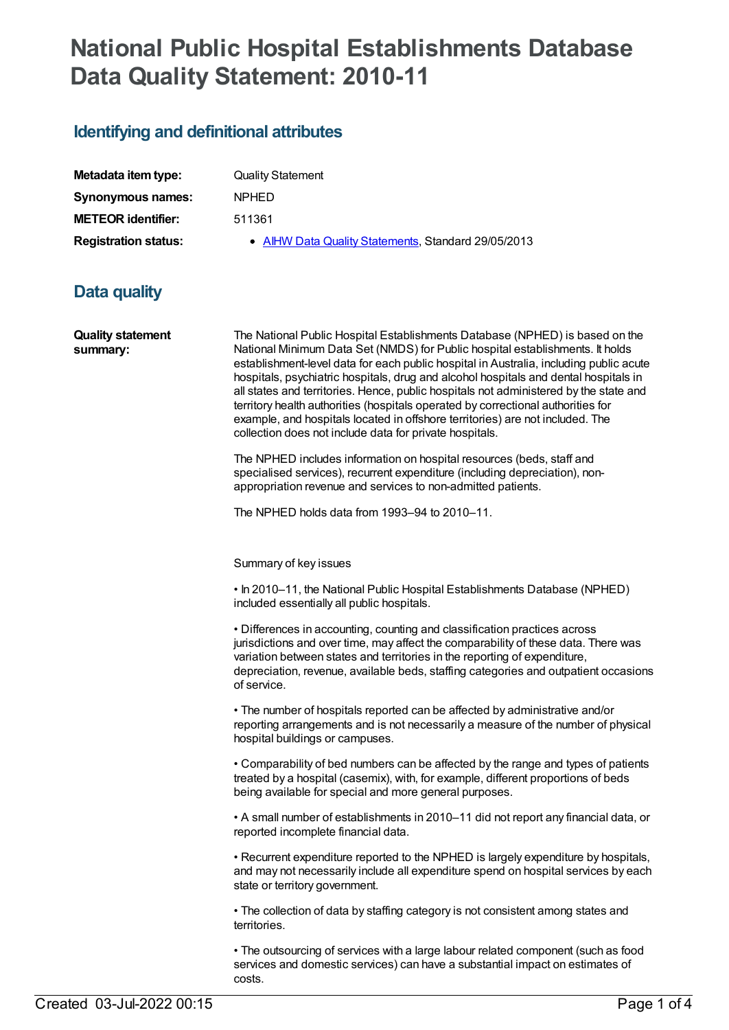# National Public Hospital Establishments Database Data Quality Statement: 2010-11

## Identifying and definitional attributes

| | |
|---|---|
| **Metadata item type:** | Quality Statement |
| **Synonymous names:** | NPHED |
| **METEOR identifier:** | 511361 |
| **Registration status:** | • AIHW Data Quality Statements, Standard 29/05/2013 |

## Data quality

**Quality statement summary:**

The National Public Hospital Establishments Database (NPHED) is based on the National Minimum Data Set (NMDS) for Public hospital establishments. It holds establishment-level data for each public hospital in Australia, including public acute hospitals, psychiatric hospitals, drug and alcohol hospitals and dental hospitals in all states and territories. Hence, public hospitals not administered by the state and territory health authorities (hospitals operated by correctional authorities for example, and hospitals located in offshore territories) are not included. The collection does not include data for private hospitals.

The NPHED includes information on hospital resources (beds, staff and specialised services), recurrent expenditure (including depreciation), non-appropriation revenue and services to non-admitted patients.

The NPHED holds data from 1993–94 to 2010–11.

Summary of key issues

• In 2010–11, the National Public Hospital Establishments Database (NPHED) included essentially all public hospitals.

• Differences in accounting, counting and classification practices across jurisdictions and over time, may affect the comparability of these data. There was variation between states and territories in the reporting of expenditure, depreciation, revenue, available beds, staffing categories and outpatient occasions of service.

• The number of hospitals reported can be affected by administrative and/or reporting arrangements and is not necessarily a measure of the number of physical hospital buildings or campuses.

• Comparability of bed numbers can be affected by the range and types of patients treated by a hospital (casemix), with, for example, different proportions of beds being available for special and more general purposes.

• A small number of establishments in 2010–11 did not report any financial data, or reported incomplete financial data.

• Recurrent expenditure reported to the NPHED is largely expenditure by hospitals, and may not necessarily include all expenditure spend on hospital services by each state or territory government.

• The collection of data by staffing category is not consistent among states and territories.

• The outsourcing of services with a large labour related component (such as food services and domestic services) can have a substantial impact on estimates of costs.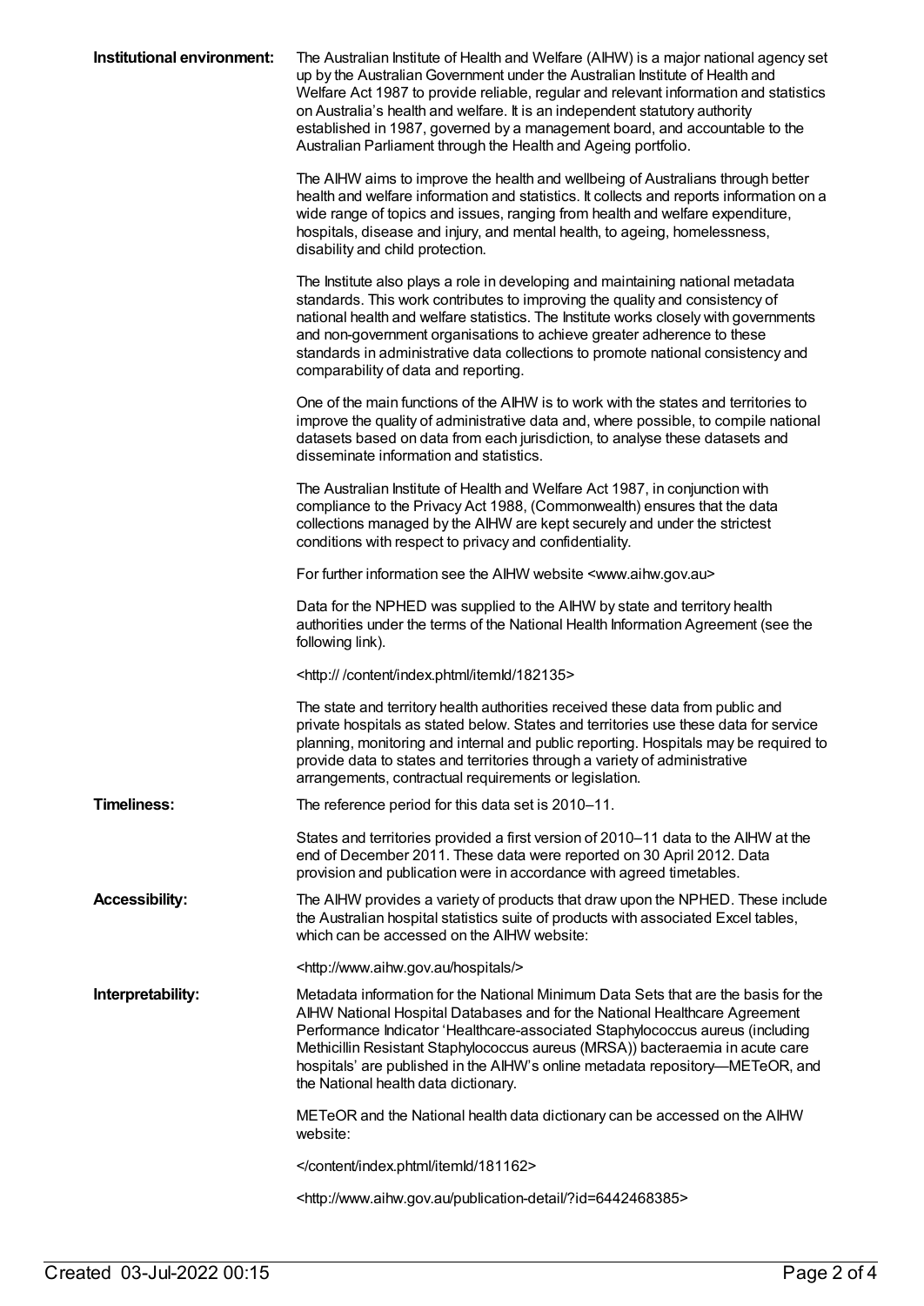**Institutional environment:**

The Australian Institute of Health and Welfare (AIHW) is a major national agency set up by the Australian Government under the Australian Institute of Health and Welfare Act 1987 to provide reliable, regular and relevant information and statistics on Australia's health and welfare. It is an independent statutory authority established in 1987, governed by a management board, and accountable to the Australian Parliament through the Health and Ageing portfolio.

The AIHW aims to improve the health and wellbeing of Australians through better health and welfare information and statistics. It collects and reports information on a wide range of topics and issues, ranging from health and welfare expenditure, hospitals, disease and injury, and mental health, to ageing, homelessness, disability and child protection.

The Institute also plays a role in developing and maintaining national metadata standards. This work contributes to improving the quality and consistency of national health and welfare statistics. The Institute works closely with governments and non-government organisations to achieve greater adherence to these standards in administrative data collections to promote national consistency and comparability of data and reporting.

One of the main functions of the AIHW is to work with the states and territories to improve the quality of administrative data and, where possible, to compile national datasets based on data from each jurisdiction, to analyse these datasets and disseminate information and statistics.

The Australian Institute of Health and Welfare Act 1987, in conjunction with compliance to the Privacy Act 1988, (Commonwealth) ensures that the data collections managed by the AIHW are kept securely and under the strictest conditions with respect to privacy and confidentiality.

For further information see the AIHW website <www.aihw.gov.au>

Data for the NPHED was supplied to the AIHW by state and territory health authorities under the terms of the National Health Information Agreement (see the following link).

<http:// /content/index.phtml/itemId/182135>

The state and territory health authorities received these data from public and private hospitals as stated below. States and territories use these data for service planning, monitoring and internal and public reporting. Hospitals may be required to provide data to states and territories through a variety of administrative arrangements, contractual requirements or legislation.

**Timeliness:**

The reference period for this data set is 2010–11.

States and territories provided a first version of 2010–11 data to the AIHW at the end of December 2011. These data were reported on 30 April 2012. Data provision and publication were in accordance with agreed timetables.

**Accessibility:**

The AIHW provides a variety of products that draw upon the NPHED. These include the Australian hospital statistics suite of products with associated Excel tables, which can be accessed on the AIHW website:

<http://www.aihw.gov.au/hospitals/>

**Interpretability:**

Metadata information for the National Minimum Data Sets that are the basis for the AIHW National Hospital Databases and for the National Healthcare Agreement Performance Indicator 'Healthcare-associated Staphylococcus aureus (including Methicillin Resistant Staphylococcus aureus (MRSA)) bacteraemia in acute care hospitals' are published in the AIHW's online metadata repository—METeOR, and the National health data dictionary.

METeOR and the National health data dictionary can be accessed on the AIHW website:

</content/index.phtml/itemId/181162>

<http://www.aihw.gov.au/publication-detail/?id=6442468385>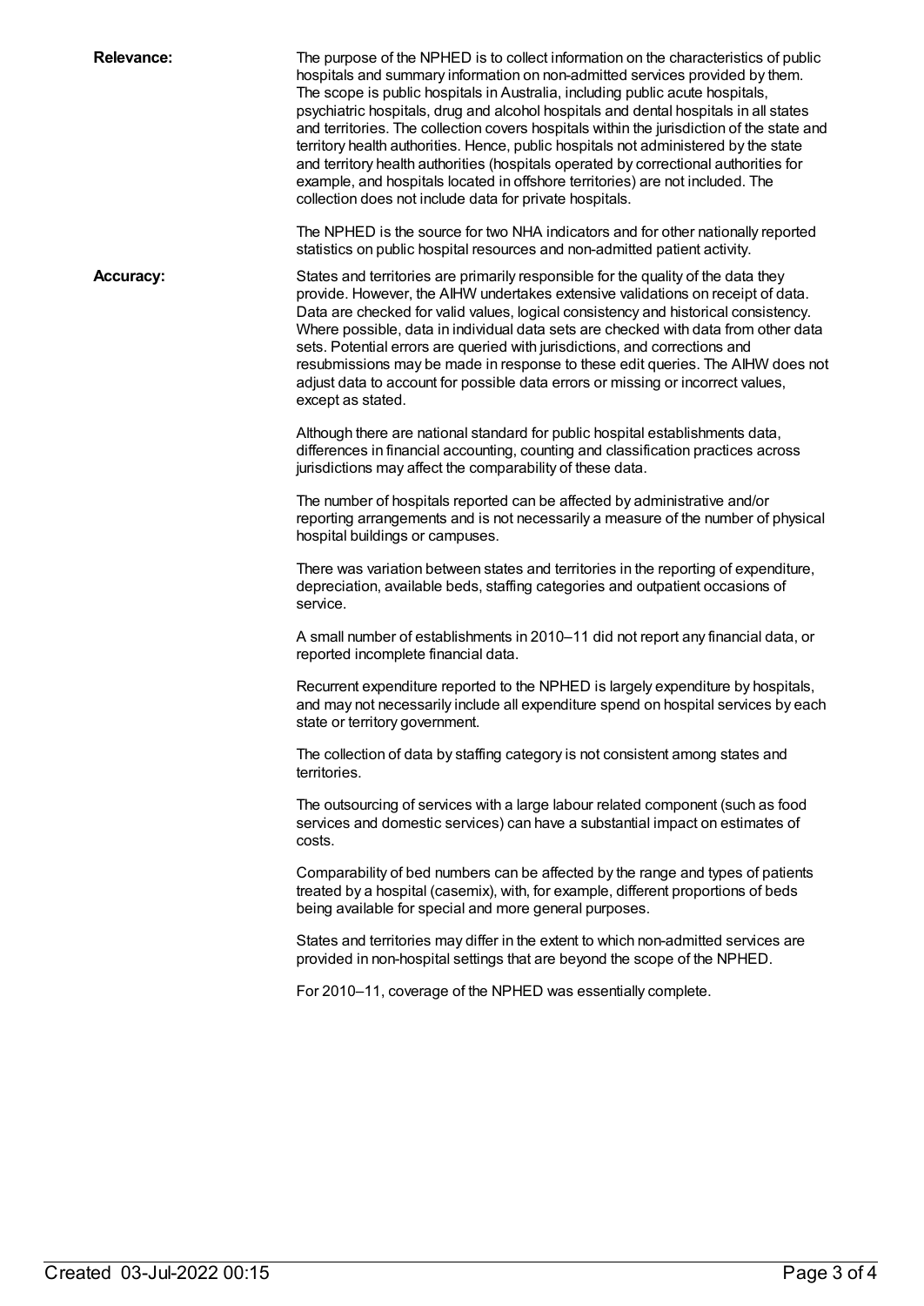**Relevance:**

The purpose of the NPHED is to collect information on the characteristics of public hospitals and summary information on non-admitted services provided by them. The scope is public hospitals in Australia, including public acute hospitals, psychiatric hospitals, drug and alcohol hospitals and dental hospitals in all states and territories. The collection covers hospitals within the jurisdiction of the state and territory health authorities. Hence, public hospitals not administered by the state and territory health authorities (hospitals operated by correctional authorities for example, and hospitals located in offshore territories) are not included. The collection does not include data for private hospitals.

The NPHED is the source for two NHA indicators and for other nationally reported statistics on public hospital resources and non-admitted patient activity.

**Accuracy:**

States and territories are primarily responsible for the quality of the data they provide. However, the AIHW undertakes extensive validations on receipt of data. Data are checked for valid values, logical consistency and historical consistency. Where possible, data in individual data sets are checked with data from other data sets. Potential errors are queried with jurisdictions, and corrections and resubmissions may be made in response to these edit queries. The AIHW does not adjust data to account for possible data errors or missing or incorrect values, except as stated.

Although there are national standard for public hospital establishments data, differences in financial accounting, counting and classification practices across jurisdictions may affect the comparability of these data.

The number of hospitals reported can be affected by administrative and/or reporting arrangements and is not necessarily a measure of the number of physical hospital buildings or campuses.

There was variation between states and territories in the reporting of expenditure, depreciation, available beds, staffing categories and outpatient occasions of service.

A small number of establishments in 2010–11 did not report any financial data, or reported incomplete financial data.

Recurrent expenditure reported to the NPHED is largely expenditure by hospitals, and may not necessarily include all expenditure spend on hospital services by each state or territory government.

The collection of data by staffing category is not consistent among states and territories.

The outsourcing of services with a large labour related component (such as food services and domestic services) can have a substantial impact on estimates of costs.

Comparability of bed numbers can be affected by the range and types of patients treated by a hospital (casemix), with, for example, different proportions of beds being available for special and more general purposes.

States and territories may differ in the extent to which non-admitted services are provided in non-hospital settings that are beyond the scope of the NPHED.

For 2010–11, coverage of the NPHED was essentially complete.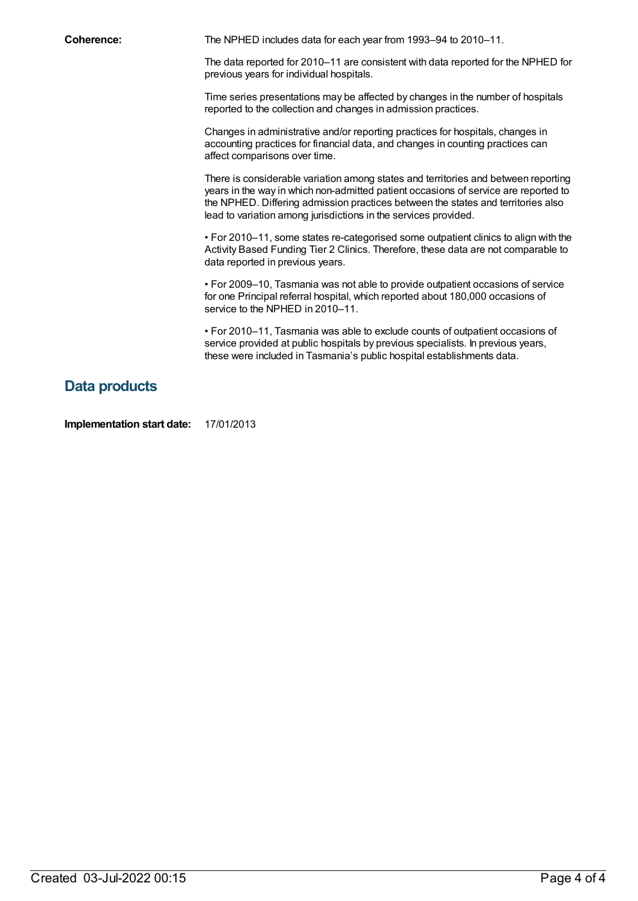**Coherence:** The NPHED includes data for each year from 1993–94 to 2010–11.

The data reported for 2010–11 are consistent with data reported for the NPHED for previous years for individual hospitals.

Time series presentations may be affected by changes in the number of hospitals reported to the collection and changes in admission practices.

Changes in administrative and/or reporting practices for hospitals, changes in accounting practices for financial data, and changes in counting practices can affect comparisons over time.

There is considerable variation among states and territories and between reporting years in the way in which non-admitted patient occasions of service are reported to the NPHED. Differing admission practices between the states and territories also lead to variation among jurisdictions in the services provided.

• For 2010–11, some states re-categorised some outpatient clinics to align with the Activity Based Funding Tier 2 Clinics. Therefore, these data are not comparable to data reported in previous years.

• For 2009–10, Tasmania was not able to provide outpatient occasions of service for one Principal referral hospital, which reported about 180,000 occasions of service to the NPHED in 2010–11.

• For 2010–11, Tasmania was able to exclude counts of outpatient occasions of service provided at public hospitals by previous specialists. In previous years, these were included in Tasmania's public hospital establishments data.

## Data products

**Implementation start date:** 17/01/2013